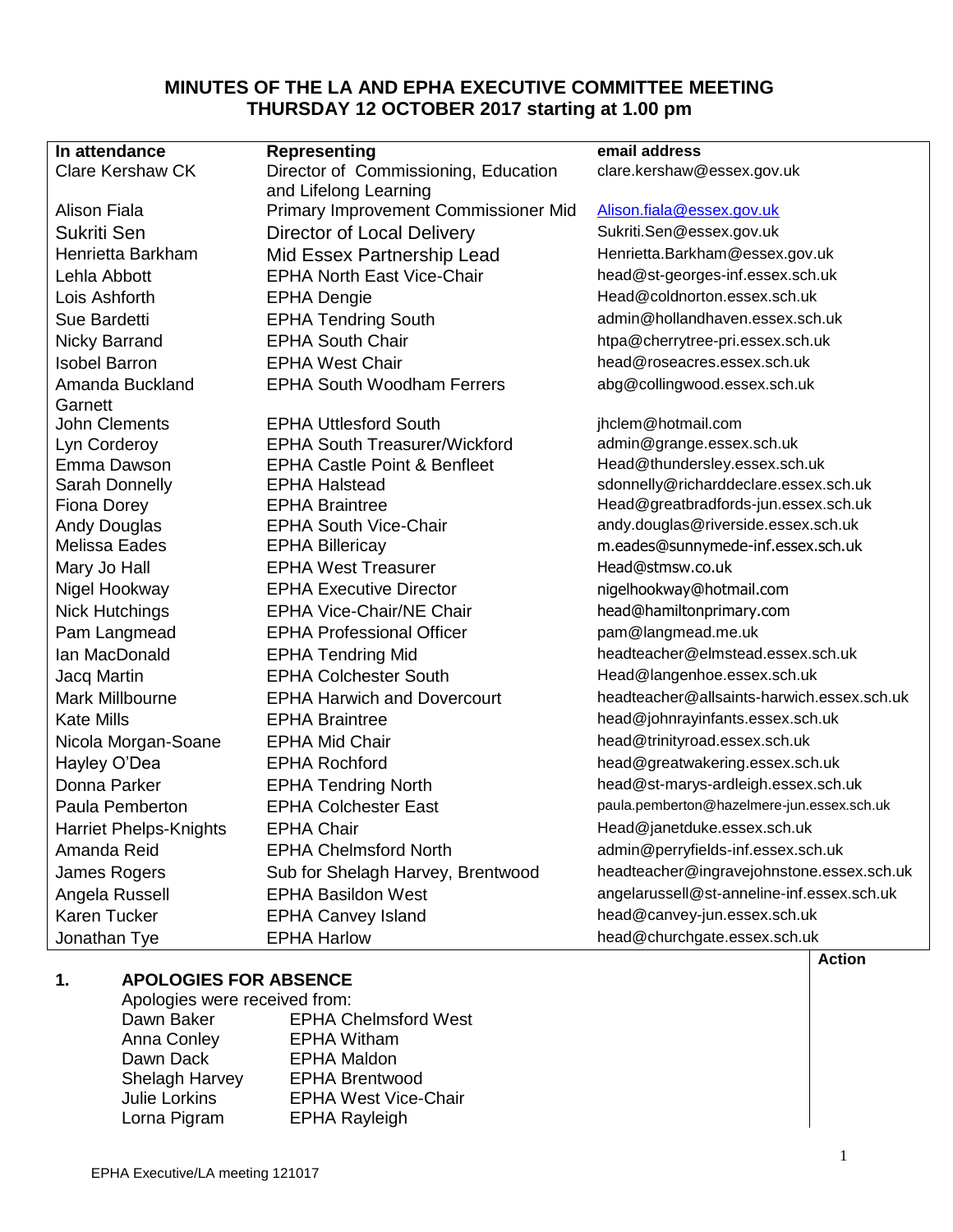# MINUTES OF THE LA AND EPHA EXECUTIVE COMMITTEE MEETING THURSDAY 12 OCTOBER 2017 starting at 1.00 pm

| In attendance | Representing | email address |
| --- | --- | --- |
| Clare Kershaw CK | Director of Commissioning, Education and Lifelong Learning | clare.kershaw@essex.gov.uk |
| Alison Fiala | Primary Improvement Commissioner Mid | Alison.fiala@essex.gov.uk |
| Sukriti Sen | Director of Local Delivery | Sukriti.Sen@essex.gov.uk |
| Henrietta Barkham | Mid Essex Partnership Lead | Henrietta.Barkham@essex.gov.uk |
| Lehla Abbott | EPHA North East Vice-Chair | head@st-georges-inf.essex.sch.uk |
| Lois Ashforth | EPHA Dengie | Head@coldnorton.essex.sch.uk |
| Sue Bardetti | EPHA Tendring South | admin@hollandhaven.essex.sch.uk |
| Nicky Barrand | EPHA South Chair | htpa@cherrytree-pri.essex.sch.uk |
| Isobel Barron | EPHA West Chair | head@roseacres.essex.sch.uk |
| Amanda Buckland Garnett | EPHA South Woodham Ferrers | abg@collingwood.essex.sch.uk |
| John Clements | EPHA Uttlesford South | jhclem@hotmail.com |
| Lyn Corderoy | EPHA South Treasurer/Wickford | admin@grange.essex.sch.uk |
| Emma Dawson | EPHA Castle Point & Benfleet | Head@thundersley.essex.sch.uk |
| Sarah Donnelly | EPHA Halstead | sdonnelly@richarddeclare.essex.sch.uk |
| Fiona Dorey | EPHA Braintree | Head@greatbradfords-jun.essex.sch.uk |
| Andy Douglas | EPHA South Vice-Chair | andy.douglas@riverside.essex.sch.uk |
| Melissa Eades | EPHA Billericay | m.eades@sunnymede-inf.essex.sch.uk |
| Mary Jo Hall | EPHA West Treasurer | Head@stmsw.co.uk |
| Nigel Hookway | EPHA Executive Director | nigelhookway@hotmail.com |
| Nick Hutchings | EPHA Vice-Chair/NE Chair | head@hamiltonprimary.com |
| Pam Langmead | EPHA Professional Officer | pam@langmead.me.uk |
| Ian MacDonald | EPHA Tendring Mid | headteacher@elmstead.essex.sch.uk |
| Jacq Martin | EPHA Colchester South | Head@langenhoe.essex.sch.uk |
| Mark Millbourne | EPHA Harwich and Dovercourt | headteacher@allsaints-harwich.essex.sch.uk |
| Kate Mills | EPHA Braintree | head@johnrayinfants.essex.sch.uk |
| Nicola Morgan-Soane | EPHA Mid Chair | head@trinityroad.essex.sch.uk |
| Hayley O'Dea | EPHA Rochford | head@greatwakering.essex.sch.uk |
| Donna Parker | EPHA Tendring North | head@st-marys-ardleigh.essex.sch.uk |
| Paula Pemberton | EPHA Colchester East | paula.pemberton@hazelmere-jun.essex.sch.uk |
| Harriet Phelps-Knights | EPHA Chair | Head@janetduke.essex.sch.uk |
| Amanda Reid | EPHA Chelmsford North | admin@perryfields-inf.essex.sch.uk |
| James Rogers | Sub for Shelagh Harvey, Brentwood | headteacher@ingravejohnstone.essex.sch.uk |
| Angela Russell | EPHA Basildon West | angelarussell@st-anneline-inf.essex.sch.uk |
| Karen Tucker | EPHA Canvey Island | head@canvey-jun.essex.sch.uk |
| Jonathan Tye | EPHA Harlow | head@churchgate.essex.sch.uk |

**Action**

## 1. APOLOGIES FOR ABSENCE

Apologies were received from:

| | |
| --- | --- |
| Dawn Baker | EPHA Chelmsford West |
| Anna Conley | EPHA Witham |
| Dawn Dack | EPHA Maldon |
| Shelagh Harvey | EPHA Brentwood |
| Julie Lorkins | EPHA West Vice-Chair |
| Lorna Pigram | EPHA Rayleigh |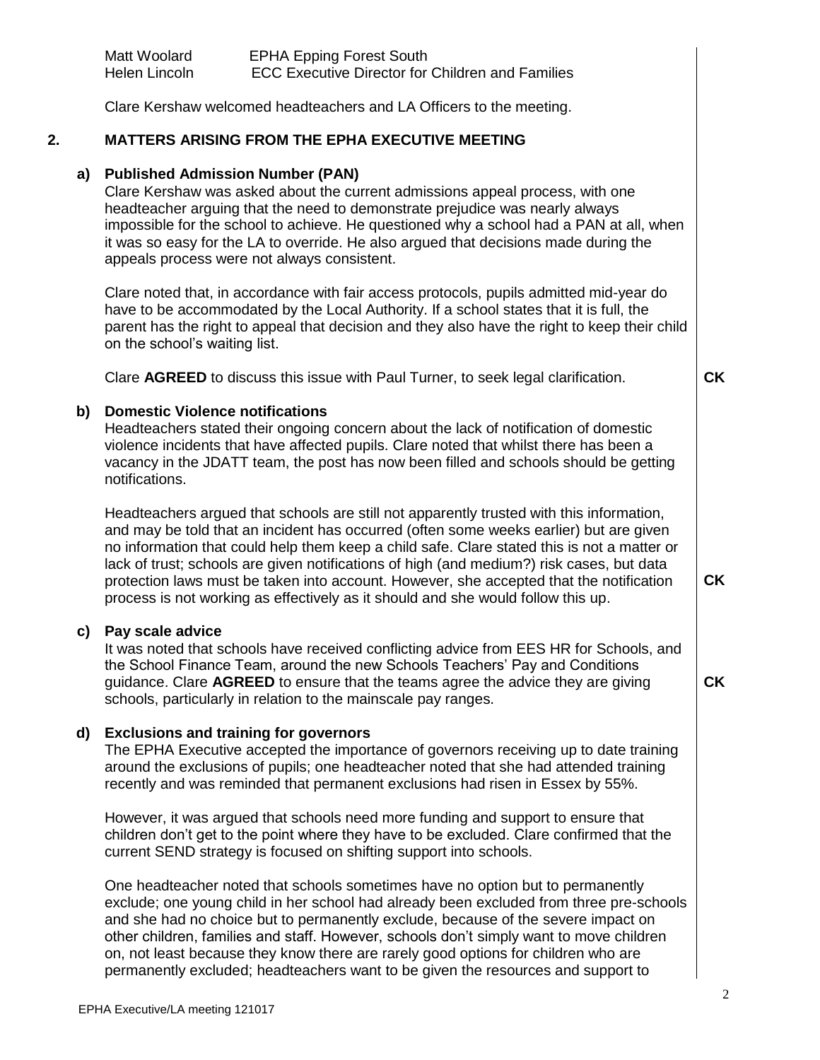Matt Woolard EPHA Epping Forest South
Helen Lincoln ECC Executive Director for Children and Families

Clare Kershaw welcomed headteachers and LA Officers to the meeting.

## 2. MATTERS ARISING FROM THE EPHA EXECUTIVE MEETING

### a) Published Admission Number (PAN)

Clare Kershaw was asked about the current admissions appeal process, with one headteacher arguing that the need to demonstrate prejudice was nearly always impossible for the school to achieve. He questioned why a school had a PAN at all, when it was so easy for the LA to override. He also argued that decisions made during the appeals process were not always consistent.

Clare noted that, in accordance with fair access protocols, pupils admitted mid-year do have to be accommodated by the Local Authority. If a school states that it is full, the parent has the right to appeal that decision and they also have the right to keep their child on the school's waiting list.

Clare **AGREED** to discuss this issue with Paul Turner, to seek legal clarification. **CK**

### b) Domestic Violence notifications

Headteachers stated their ongoing concern about the lack of notification of domestic violence incidents that have affected pupils. Clare noted that whilst there has been a vacancy in the JDATT team, the post has now been filled and schools should be getting notifications.

Headteachers argued that schools are still not apparently trusted with this information, and may be told that an incident has occurred (often some weeks earlier) but are given no information that could help them keep a child safe. Clare stated this is not a matter or lack of trust; schools are given notifications of high (and medium?) risk cases, but data protection laws must be taken into account. However, she accepted that the notification process is not working as effectively as it should and she would follow this up. **CK**

### c) Pay scale advice

It was noted that schools have received conflicting advice from EES HR for Schools, and the School Finance Team, around the new Schools Teachers' Pay and Conditions guidance. Clare **AGREED** to ensure that the teams agree the advice they are giving schools, particularly in relation to the mainscale pay ranges. **CK**

### d) Exclusions and training for governors

The EPHA Executive accepted the importance of governors receiving up to date training around the exclusions of pupils; one headteacher noted that she had attended training recently and was reminded that permanent exclusions had risen in Essex by 55%.

However, it was argued that schools need more funding and support to ensure that children don't get to the point where they have to be excluded. Clare confirmed that the current SEND strategy is focused on shifting support into schools.

One headteacher noted that schools sometimes have no option but to permanently exclude; one young child in her school had already been excluded from three pre-schools and she had no choice but to permanently exclude, because of the severe impact on other children, families and staff. However, schools don't simply want to move children on, not least because they know there are rarely good options for children who are permanently excluded; headteachers want to be given the resources and support to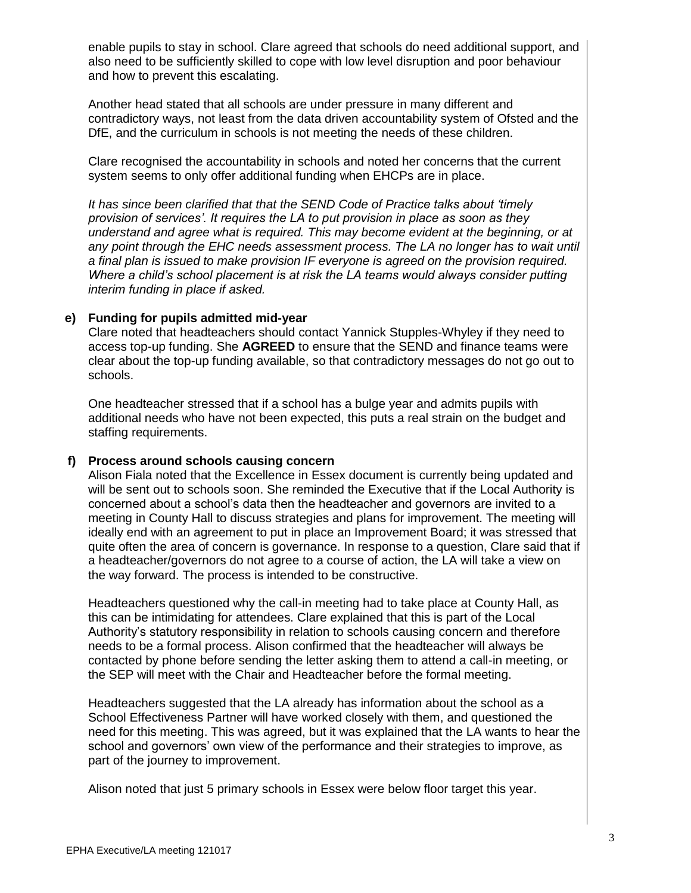enable pupils to stay in school. Clare agreed that schools do need additional support, and also need to be sufficiently skilled to cope with low level disruption and poor behaviour and how to prevent this escalating.

Another head stated that all schools are under pressure in many different and contradictory ways, not least from the data driven accountability system of Ofsted and the DfE, and the curriculum in schools is not meeting the needs of these children.

Clare recognised the accountability in schools and noted her concerns that the current system seems to only offer additional funding when EHCPs are in place.

*It has since been clarified that that the SEND Code of Practice talks about 'timely provision of services'. It requires the LA to put provision in place as soon as they understand and agree what is required. This may become evident at the beginning, or at any point through the EHC needs assessment process. The LA no longer has to wait until a final plan is issued to make provision IF everyone is agreed on the provision required. Where a child's school placement is at risk the LA teams would always consider putting interim funding in place if asked.*

**e) Funding for pupils admitted mid-year**

Clare noted that headteachers should contact Yannick Stupples-Whyley if they need to access top-up funding. She **AGREED** to ensure that the SEND and finance teams were clear about the top-up funding available, so that contradictory messages do not go out to schools.

One headteacher stressed that if a school has a bulge year and admits pupils with additional needs who have not been expected, this puts a real strain on the budget and staffing requirements.

**f) Process around schools causing concern**

Alison Fiala noted that the Excellence in Essex document is currently being updated and will be sent out to schools soon. She reminded the Executive that if the Local Authority is concerned about a school's data then the headteacher and governors are invited to a meeting in County Hall to discuss strategies and plans for improvement. The meeting will ideally end with an agreement to put in place an Improvement Board; it was stressed that quite often the area of concern is governance. In response to a question, Clare said that if a headteacher/governors do not agree to a course of action, the LA will take a view on the way forward. The process is intended to be constructive.

Headteachers questioned why the call-in meeting had to take place at County Hall, as this can be intimidating for attendees. Clare explained that this is part of the Local Authority's statutory responsibility in relation to schools causing concern and therefore needs to be a formal process. Alison confirmed that the headteacher will always be contacted by phone before sending the letter asking them to attend a call-in meeting, or the SEP will meet with the Chair and Headteacher before the formal meeting.

Headteachers suggested that the LA already has information about the school as a School Effectiveness Partner will have worked closely with them, and questioned the need for this meeting. This was agreed, but it was explained that the LA wants to hear the school and governors' own view of the performance and their strategies to improve, as part of the journey to improvement.

Alison noted that just 5 primary schools in Essex were below floor target this year.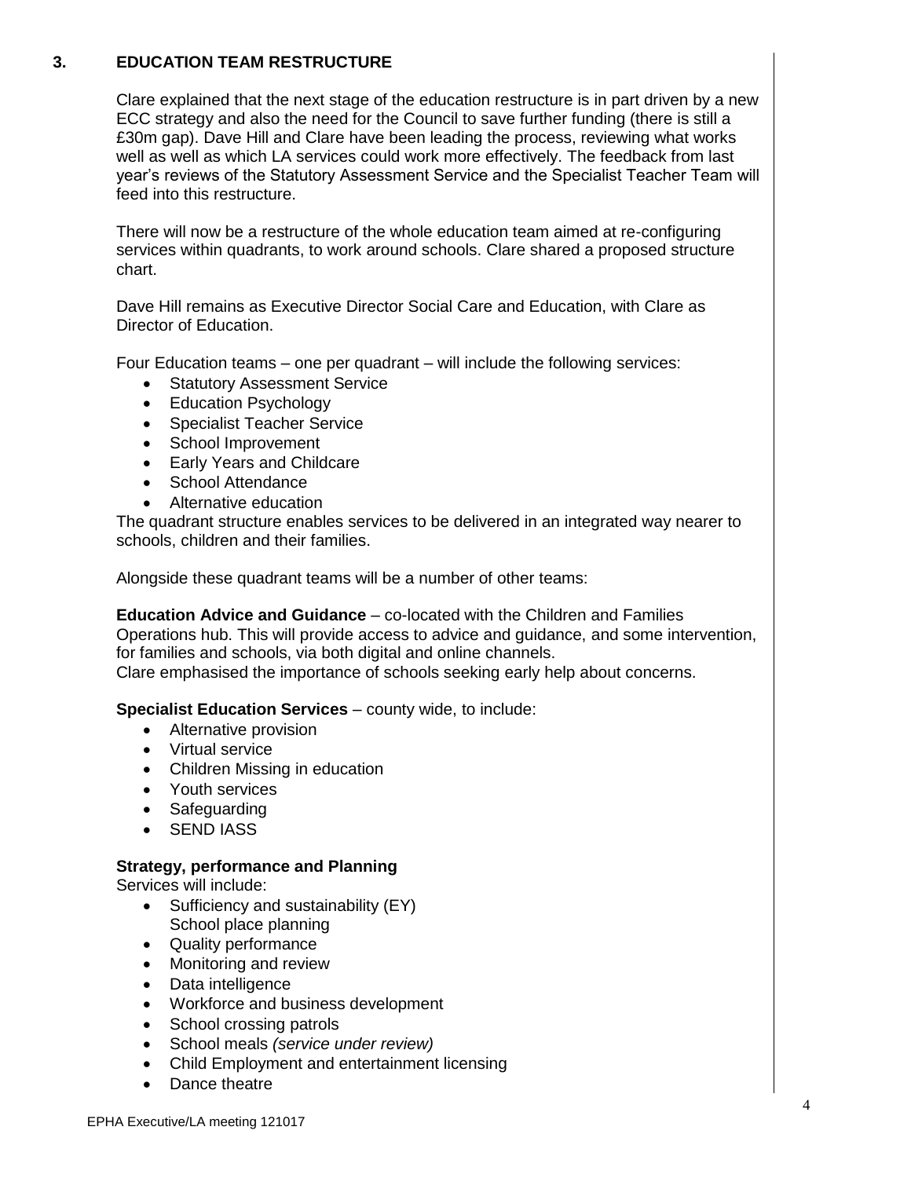## 3. EDUCATION TEAM RESTRUCTURE

Clare explained that the next stage of the education restructure is in part driven by a new ECC strategy and also the need for the Council to save further funding (there is still a £30m gap). Dave Hill and Clare have been leading the process, reviewing what works well as well as which LA services could work more effectively. The feedback from last year's reviews of the Statutory Assessment Service and the Specialist Teacher Team will feed into this restructure.

There will now be a restructure of the whole education team aimed at re-configuring services within quadrants, to work around schools. Clare shared a proposed structure chart.

Dave Hill remains as Executive Director Social Care and Education, with Clare as Director of Education.

Four Education teams – one per quadrant – will include the following services:

- Statutory Assessment Service
- Education Psychology
- Specialist Teacher Service
- School Improvement
- Early Years and Childcare
- School Attendance
- Alternative education

The quadrant structure enables services to be delivered in an integrated way nearer to schools, children and their families.

Alongside these quadrant teams will be a number of other teams:

**Education Advice and Guidance** – co-located with the Children and Families Operations hub. This will provide access to advice and guidance, and some intervention, for families and schools, via both digital and online channels.
Clare emphasised the importance of schools seeking early help about concerns.

**Specialist Education Services** – county wide, to include:

- Alternative provision
- Virtual service
- Children Missing in education
- Youth services
- Safeguarding
- SEND IASS

**Strategy, performance and Planning**
Services will include:

- Sufficiency and sustainability (EY)
  School place planning
- Quality performance
- Monitoring and review
- Data intelligence
- Workforce and business development
- School crossing patrols
- School meals *(service under review)*
- Child Employment and entertainment licensing
- Dance theatre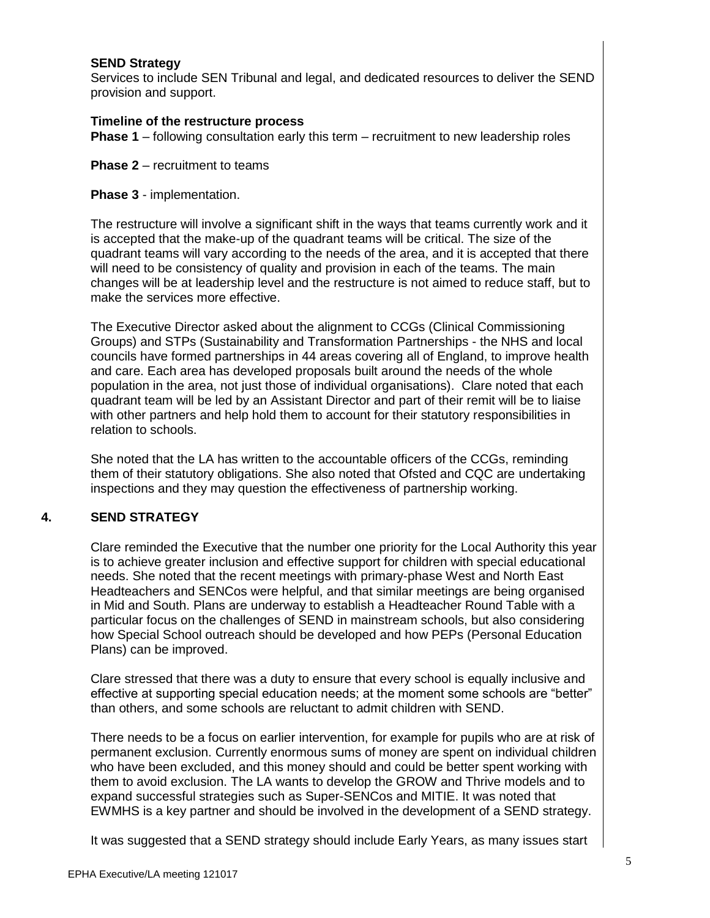**SEND Strategy**

Services to include SEN Tribunal and legal, and dedicated resources to deliver the SEND provision and support.

**Timeline of the restructure process**

**Phase 1** – following consultation early this term – recruitment to new leadership roles

**Phase 2** – recruitment to teams

**Phase 3** - implementation.

The restructure will involve a significant shift in the ways that teams currently work and it is accepted that the make-up of the quadrant teams will be critical. The size of the quadrant teams will vary according to the needs of the area, and it is accepted that there will need to be consistency of quality and provision in each of the teams. The main changes will be at leadership level and the restructure is not aimed to reduce staff, but to make the services more effective.

The Executive Director asked about the alignment to CCGs (Clinical Commissioning Groups) and STPs (Sustainability and Transformation Partnerships - the NHS and local councils have formed partnerships in 44 areas covering all of England, to improve health and care. Each area has developed proposals built around the needs of the whole population in the area, not just those of individual organisations). Clare noted that each quadrant team will be led by an Assistant Director and part of their remit will be to liaise with other partners and help hold them to account for their statutory responsibilities in relation to schools.

She noted that the LA has written to the accountable officers of the CCGs, reminding them of their statutory obligations. She also noted that Ofsted and CQC are undertaking inspections and they may question the effectiveness of partnership working.

## 4. SEND STRATEGY

Clare reminded the Executive that the number one priority for the Local Authority this year is to achieve greater inclusion and effective support for children with special educational needs. She noted that the recent meetings with primary-phase West and North East Headteachers and SENCos were helpful, and that similar meetings are being organised in Mid and South. Plans are underway to establish a Headteacher Round Table with a particular focus on the challenges of SEND in mainstream schools, but also considering how Special School outreach should be developed and how PEPs (Personal Education Plans) can be improved.

Clare stressed that there was a duty to ensure that every school is equally inclusive and effective at supporting special education needs; at the moment some schools are "better" than others, and some schools are reluctant to admit children with SEND.

There needs to be a focus on earlier intervention, for example for pupils who are at risk of permanent exclusion. Currently enormous sums of money are spent on individual children who have been excluded, and this money should and could be better spent working with them to avoid exclusion. The LA wants to develop the GROW and Thrive models and to expand successful strategies such as Super-SENCos and MITIE. It was noted that EWMHS is a key partner and should be involved in the development of a SEND strategy.

It was suggested that a SEND strategy should include Early Years, as many issues start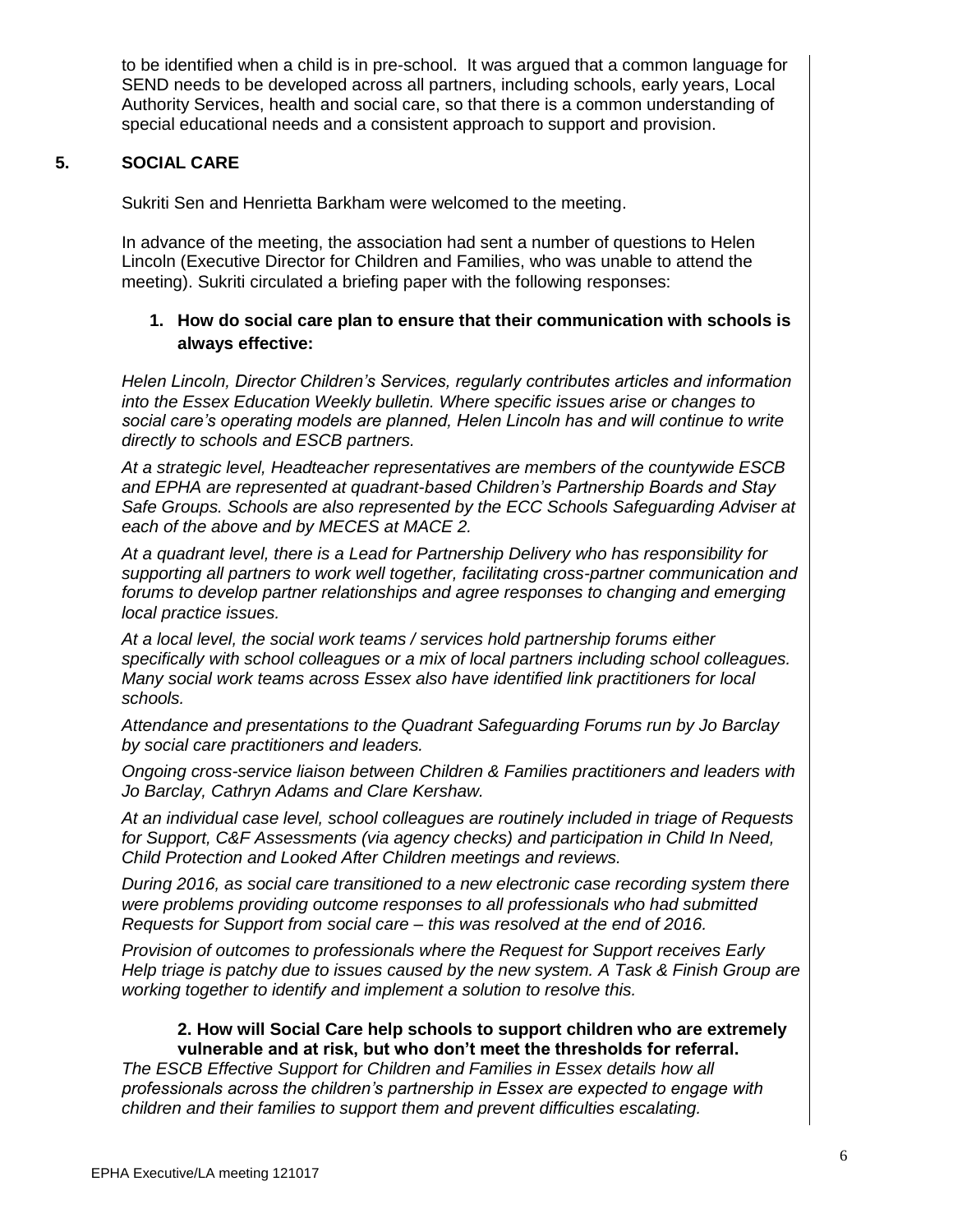to be identified when a child is in pre-school. It was argued that a common language for SEND needs to be developed across all partners, including schools, early years, Local Authority Services, health and social care, so that there is a common understanding of special educational needs and a consistent approach to support and provision.

## 5. SOCIAL CARE

Sukriti Sen and Henrietta Barkham were welcomed to the meeting.

In advance of the meeting, the association had sent a number of questions to Helen Lincoln (Executive Director for Children and Families, who was unable to attend the meeting). Sukriti circulated a briefing paper with the following responses:

**1. How do social care plan to ensure that their communication with schools is always effective:**

*Helen Lincoln, Director Children's Services, regularly contributes articles and information into the Essex Education Weekly bulletin. Where specific issues arise or changes to social care's operating models are planned, Helen Lincoln has and will continue to write directly to schools and ESCB partners.*

*At a strategic level, Headteacher representatives are members of the countywide ESCB and EPHA are represented at quadrant-based Children's Partnership Boards and Stay Safe Groups. Schools are also represented by the ECC Schools Safeguarding Adviser at each of the above and by MECES at MACE 2.*

*At a quadrant level, there is a Lead for Partnership Delivery who has responsibility for supporting all partners to work well together, facilitating cross-partner communication and forums to develop partner relationships and agree responses to changing and emerging local practice issues.*

*At a local level, the social work teams / services hold partnership forums either specifically with school colleagues or a mix of local partners including school colleagues. Many social work teams across Essex also have identified link practitioners for local schools.*

*Attendance and presentations to the Quadrant Safeguarding Forums run by Jo Barclay by social care practitioners and leaders.*

*Ongoing cross-service liaison between Children & Families practitioners and leaders with Jo Barclay, Cathryn Adams and Clare Kershaw.*

*At an individual case level, school colleagues are routinely included in triage of Requests for Support, C&F Assessments (via agency checks) and participation in Child In Need, Child Protection and Looked After Children meetings and reviews.*

*During 2016, as social care transitioned to a new electronic case recording system there were problems providing outcome responses to all professionals who had submitted Requests for Support from social care – this was resolved at the end of 2016.*

*Provision of outcomes to professionals where the Request for Support receives Early Help triage is patchy due to issues caused by the new system. A Task & Finish Group are working together to identify and implement a solution to resolve this.*

**2. How will Social Care help schools to support children who are extremely vulnerable and at risk, but who don't meet the thresholds for referral.**

*The ESCB Effective Support for Children and Families in Essex details how all professionals across the children's partnership in Essex are expected to engage with children and their families to support them and prevent difficulties escalating.*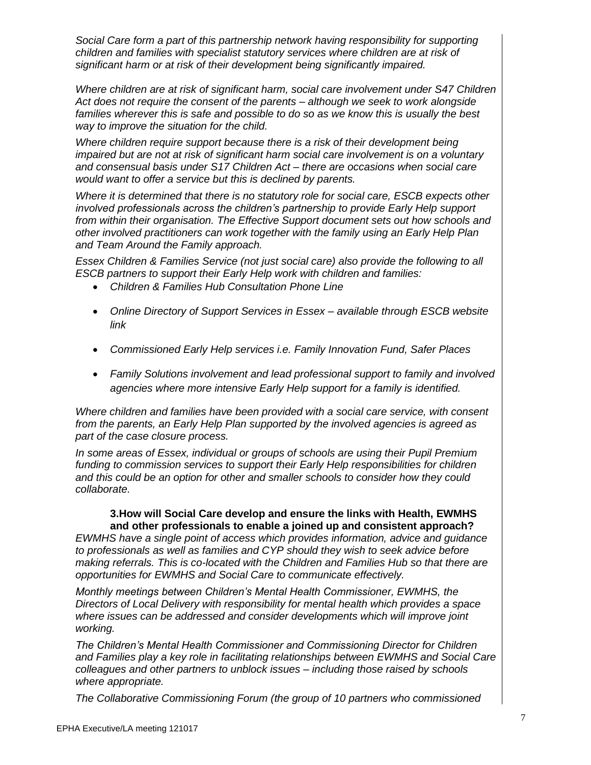*Social Care form a part of this partnership network having responsibility for supporting children and families with specialist statutory services where children are at risk of significant harm or at risk of their development being significantly impaired.*

*Where children are at risk of significant harm, social care involvement under S47 Children Act does not require the consent of the parents – although we seek to work alongside families wherever this is safe and possible to do so as we know this is usually the best way to improve the situation for the child.*

*Where children require support because there is a risk of their development being impaired but are not at risk of significant harm social care involvement is on a voluntary and consensual basis under S17 Children Act – there are occasions when social care would want to offer a service but this is declined by parents.*

*Where it is determined that there is no statutory role for social care, ESCB expects other involved professionals across the children's partnership to provide Early Help support from within their organisation. The Effective Support document sets out how schools and other involved practitioners can work together with the family using an Early Help Plan and Team Around the Family approach.*

*Essex Children & Families Service (not just social care) also provide the following to all ESCB partners to support their Early Help work with children and families:*

- *Children & Families Hub Consultation Phone Line*
- *Online Directory of Support Services in Essex – available through ESCB website link*
- *Commissioned Early Help services i.e. Family Innovation Fund, Safer Places*
- *Family Solutions involvement and lead professional support to family and involved agencies where more intensive Early Help support for a family is identified.*

*Where children and families have been provided with a social care service, with consent from the parents, an Early Help Plan supported by the involved agencies is agreed as part of the case closure process.*

*In some areas of Essex, individual or groups of schools are using their Pupil Premium funding to commission services to support their Early Help responsibilities for children and this could be an option for other and smaller schools to consider how they could collaborate.*

**3.How will Social Care develop and ensure the links with Health, EWMHS and other professionals to enable a joined up and consistent approach?**

*EWMHS have a single point of access which provides information, advice and guidance to professionals as well as families and CYP should they wish to seek advice before making referrals. This is co-located with the Children and Families Hub so that there are opportunities for EWMHS and Social Care to communicate effectively.*

*Monthly meetings between Children's Mental Health Commissioner, EWMHS, the Directors of Local Delivery with responsibility for mental health which provides a space where issues can be addressed and consider developments which will improve joint working.*

*The Children's Mental Health Commissioner and Commissioning Director for Children and Families play a key role in facilitating relationships between EWMHS and Social Care colleagues and other partners to unblock issues – including those raised by schools where appropriate.*

*The Collaborative Commissioning Forum (the group of 10 partners who commissioned*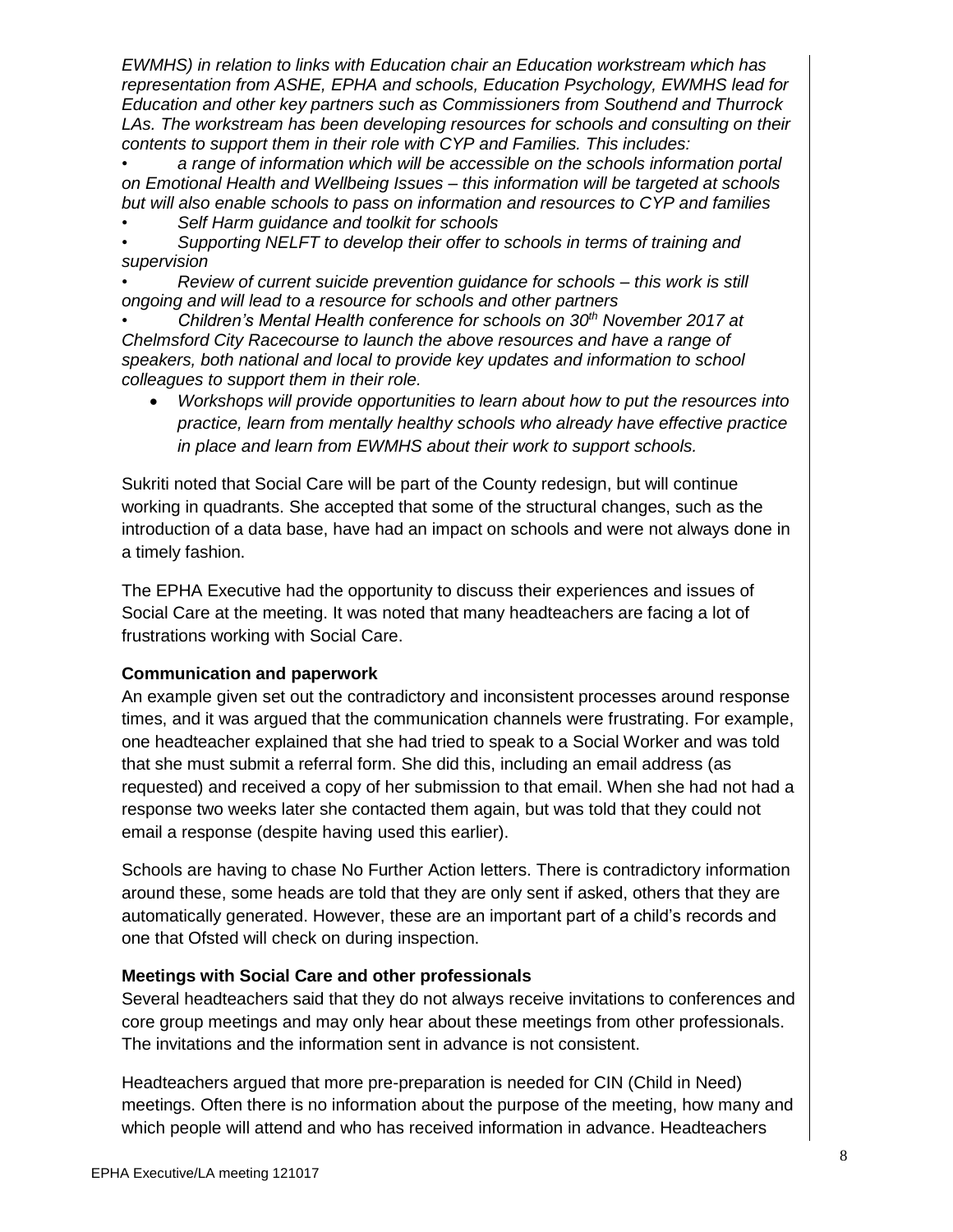*EWMHS) in relation to links with Education chair an Education workstream which has representation from ASHE, EPHA and schools, Education Psychology, EWMHS lead for Education and other key partners such as Commissioners from Southend and Thurrock LAs. The workstream has been developing resources for schools and consulting on their contents to support them in their role with CYP and Families. This includes:*

- *a range of information which will be accessible on the schools information portal on Emotional Health and Wellbeing Issues – this information will be targeted at schools but will also enable schools to pass on information and resources to CYP and families*
- *Self Harm guidance and toolkit for schools*
- *Supporting NELFT to develop their offer to schools in terms of training and supervision*
- *Review of current suicide prevention guidance for schools – this work is still ongoing and will lead to a resource for schools and other partners*
- *Children's Mental Health conference for schools on 30th November 2017 at Chelmsford City Racecourse to launch the above resources and have a range of speakers, both national and local to provide key updates and information to school colleagues to support them in their role.*
    - *Workshops will provide opportunities to learn about how to put the resources into practice, learn from mentally healthy schools who already have effective practice in place and learn from EWMHS about their work to support schools.*

Sukriti noted that Social Care will be part of the County redesign, but will continue working in quadrants. She accepted that some of the structural changes, such as the introduction of a data base, have had an impact on schools and were not always done in a timely fashion.

The EPHA Executive had the opportunity to discuss their experiences and issues of Social Care at the meeting. It was noted that many headteachers are facing a lot of frustrations working with Social Care.

**Communication and paperwork**

An example given set out the contradictory and inconsistent processes around response times, and it was argued that the communication channels were frustrating. For example, one headteacher explained that she had tried to speak to a Social Worker and was told that she must submit a referral form. She did this, including an email address (as requested) and received a copy of her submission to that email. When she had not had a response two weeks later she contacted them again, but was told that they could not email a response (despite having used this earlier).

Schools are having to chase No Further Action letters. There is contradictory information around these, some heads are told that they are only sent if asked, others that they are automatically generated. However, these are an important part of a child's records and one that Ofsted will check on during inspection.

**Meetings with Social Care and other professionals**

Several headteachers said that they do not always receive invitations to conferences and core group meetings and may only hear about these meetings from other professionals. The invitations and the information sent in advance is not consistent.

Headteachers argued that more pre-preparation is needed for CIN (Child in Need) meetings. Often there is no information about the purpose of the meeting, how many and which people will attend and who has received information in advance. Headteachers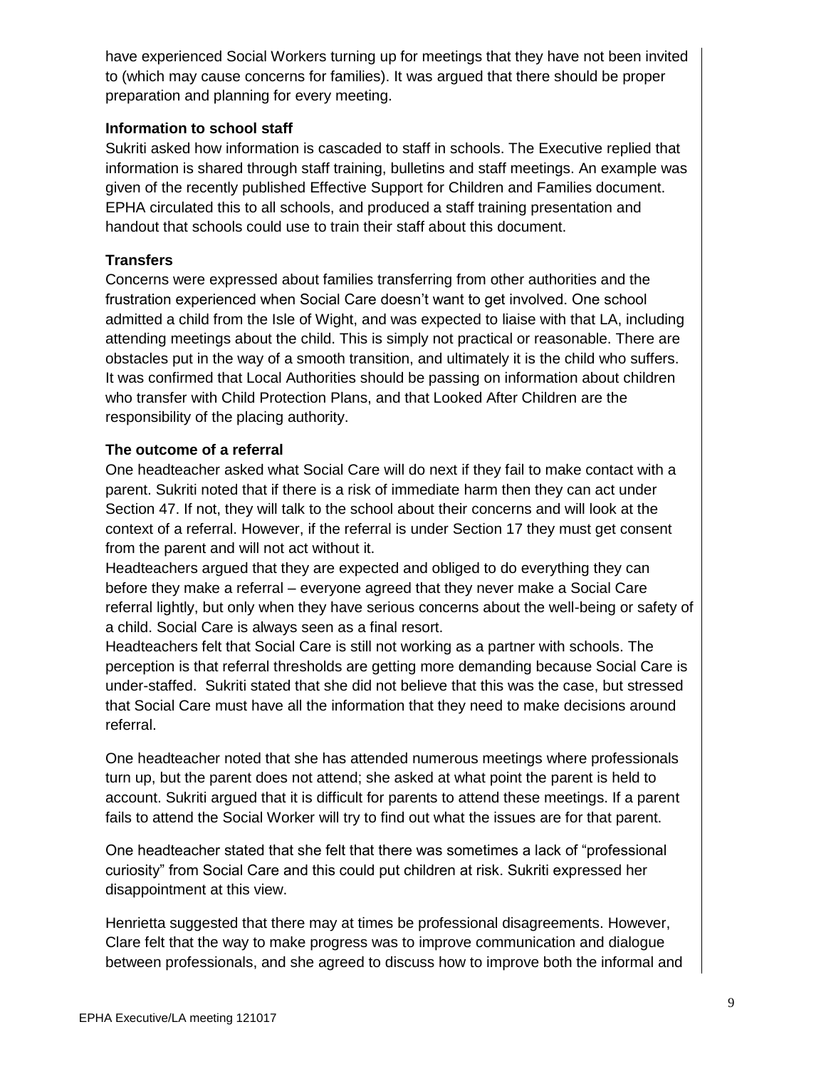have experienced Social Workers turning up for meetings that they have not been invited to (which may cause concerns for families). It was argued that there should be proper preparation and planning for every meeting.

**Information to school staff**

Sukriti asked how information is cascaded to staff in schools. The Executive replied that information is shared through staff training, bulletins and staff meetings. An example was given of the recently published Effective Support for Children and Families document. EPHA circulated this to all schools, and produced a staff training presentation and handout that schools could use to train their staff about this document.

**Transfers**

Concerns were expressed about families transferring from other authorities and the frustration experienced when Social Care doesn't want to get involved. One school admitted a child from the Isle of Wight, and was expected to liaise with that LA, including attending meetings about the child. This is simply not practical or reasonable. There are obstacles put in the way of a smooth transition, and ultimately it is the child who suffers. It was confirmed that Local Authorities should be passing on information about children who transfer with Child Protection Plans, and that Looked After Children are the responsibility of the placing authority.

**The outcome of a referral**

One headteacher asked what Social Care will do next if they fail to make contact with a parent. Sukriti noted that if there is a risk of immediate harm then they can act under Section 47. If not, they will talk to the school about their concerns and will look at the context of a referral. However, if the referral is under Section 17 they must get consent from the parent and will not act without it.

Headteachers argued that they are expected and obliged to do everything they can before they make a referral – everyone agreed that they never make a Social Care referral lightly, but only when they have serious concerns about the well-being or safety of a child. Social Care is always seen as a final resort.

Headteachers felt that Social Care is still not working as a partner with schools. The perception is that referral thresholds are getting more demanding because Social Care is under-staffed. Sukriti stated that she did not believe that this was the case, but stressed that Social Care must have all the information that they need to make decisions around referral.

One headteacher noted that she has attended numerous meetings where professionals turn up, but the parent does not attend; she asked at what point the parent is held to account. Sukriti argued that it is difficult for parents to attend these meetings. If a parent fails to attend the Social Worker will try to find out what the issues are for that parent.

One headteacher stated that she felt that there was sometimes a lack of "professional curiosity" from Social Care and this could put children at risk. Sukriti expressed her disappointment at this view.

Henrietta suggested that there may at times be professional disagreements. However, Clare felt that the way to make progress was to improve communication and dialogue between professionals, and she agreed to discuss how to improve both the informal and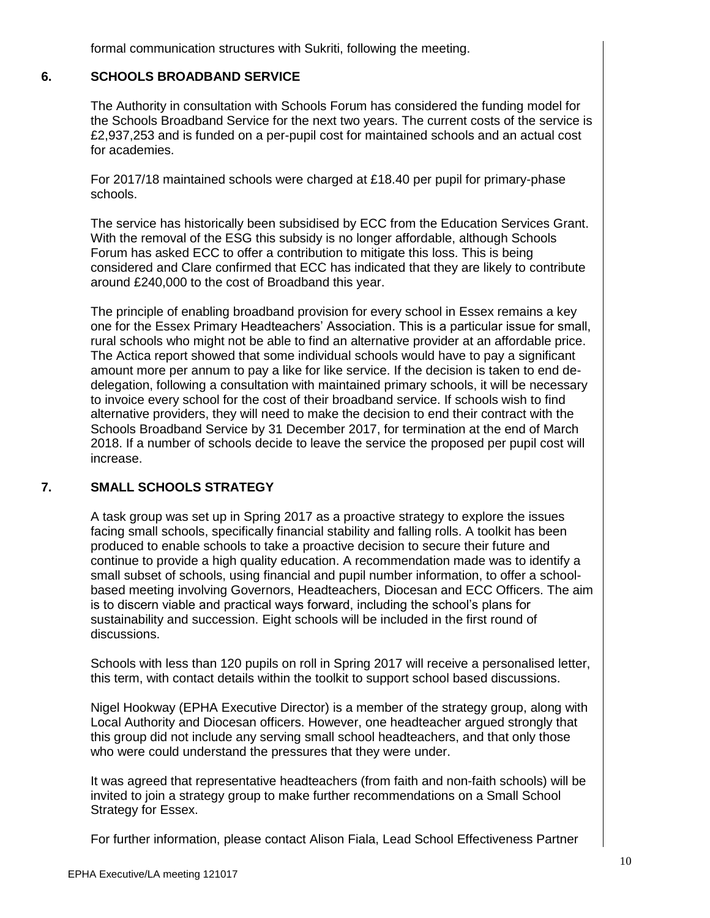formal communication structures with Sukriti, following the meeting.

## 6. SCHOOLS BROADBAND SERVICE

The Authority in consultation with Schools Forum has considered the funding model for the Schools Broadband Service for the next two years. The current costs of the service is £2,937,253 and is funded on a per-pupil cost for maintained schools and an actual cost for academies.

For 2017/18 maintained schools were charged at £18.40 per pupil for primary-phase schools.

The service has historically been subsidised by ECC from the Education Services Grant. With the removal of the ESG this subsidy is no longer affordable, although Schools Forum has asked ECC to offer a contribution to mitigate this loss. This is being considered and Clare confirmed that ECC has indicated that they are likely to contribute around £240,000 to the cost of Broadband this year.

The principle of enabling broadband provision for every school in Essex remains a key one for the Essex Primary Headteachers' Association. This is a particular issue for small, rural schools who might not be able to find an alternative provider at an affordable price. The Actica report showed that some individual schools would have to pay a significant amount more per annum to pay a like for like service. If the decision is taken to end de-delegation, following a consultation with maintained primary schools, it will be necessary to invoice every school for the cost of their broadband service. If schools wish to find alternative providers, they will need to make the decision to end their contract with the Schools Broadband Service by 31 December 2017, for termination at the end of March 2018. If a number of schools decide to leave the service the proposed per pupil cost will increase.

## 7. SMALL SCHOOLS STRATEGY

A task group was set up in Spring 2017 as a proactive strategy to explore the issues facing small schools, specifically financial stability and falling rolls. A toolkit has been produced to enable schools to take a proactive decision to secure their future and continue to provide a high quality education. A recommendation made was to identify a small subset of schools, using financial and pupil number information, to offer a school-based meeting involving Governors, Headteachers, Diocesan and ECC Officers. The aim is to discern viable and practical ways forward, including the school's plans for sustainability and succession. Eight schools will be included in the first round of discussions.

Schools with less than 120 pupils on roll in Spring 2017 will receive a personalised letter, this term, with contact details within the toolkit to support school based discussions.

Nigel Hookway (EPHA Executive Director) is a member of the strategy group, along with Local Authority and Diocesan officers. However, one headteacher argued strongly that this group did not include any serving small school headteachers, and that only those who were could understand the pressures that they were under.

It was agreed that representative headteachers (from faith and non-faith schools) will be invited to join a strategy group to make further recommendations on a Small School Strategy for Essex.

For further information, please contact Alison Fiala, Lead School Effectiveness Partner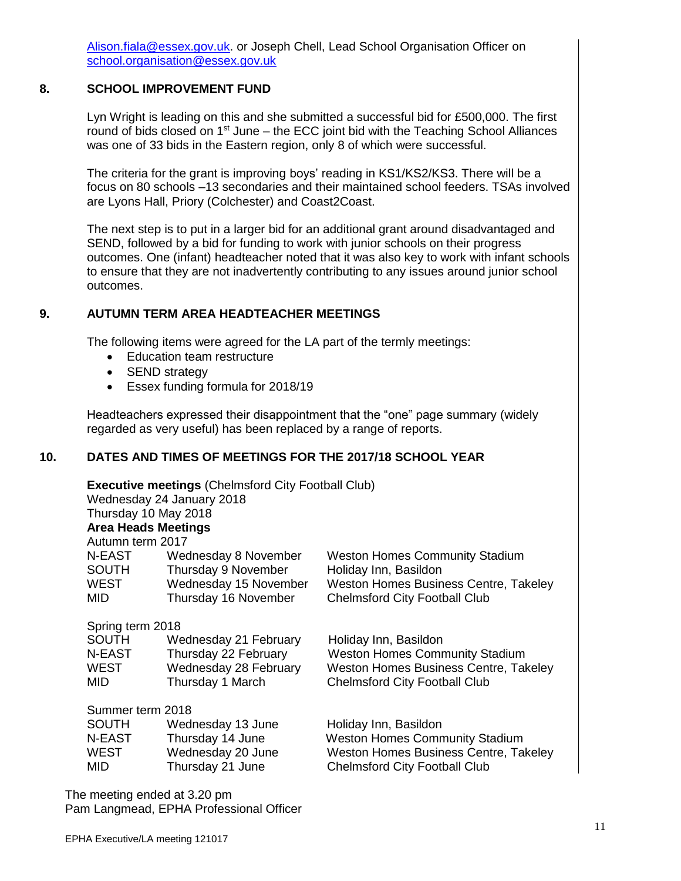Alison.fiala@essex.gov.uk. or Joseph Chell, Lead School Organisation Officer on school.organisation@essex.gov.uk

## 8. SCHOOL IMPROVEMENT FUND

Lyn Wright is leading on this and she submitted a successful bid for £500,000. The first round of bids closed on 1st June – the ECC joint bid with the Teaching School Alliances was one of 33 bids in the Eastern region, only 8 of which were successful.

The criteria for the grant is improving boys' reading in KS1/KS2/KS3. There will be a focus on 80 schools –13 secondaries and their maintained school feeders. TSAs involved are Lyons Hall, Priory (Colchester) and Coast2Coast.

The next step is to put in a larger bid for an additional grant around disadvantaged and SEND, followed by a bid for funding to work with junior schools on their progress outcomes. One (infant) headteacher noted that it was also key to work with infant schools to ensure that they are not inadvertently contributing to any issues around junior school outcomes.

## 9. AUTUMN TERM AREA HEADTEACHER MEETINGS

The following items were agreed for the LA part of the termly meetings:

- Education team restructure
- SEND strategy
- Essex funding formula for 2018/19

Headteachers expressed their disappointment that the "one" page summary (widely regarded as very useful) has been replaced by a range of reports.

## 10. DATES AND TIMES OF MEETINGS FOR THE 2017/18 SCHOOL YEAR

**Executive meetings** (Chelmsford City Football Club)
Wednesday 24 January 2018
Thursday 10 May 2018

**Area Heads Meetings**

Autumn term 2017

| | | |
|---|---|---|
| N-EAST | Wednesday 8 November | Weston Homes Community Stadium |
| SOUTH | Thursday 9 November | Holiday Inn, Basildon |
| WEST | Wednesday 15 November | Weston Homes Business Centre, Takeley |
| MID | Thursday 16 November | Chelmsford City Football Club |

Spring term 2018

| | | |
|---|---|---|
| SOUTH | Wednesday 21 February | Holiday Inn, Basildon |
| N-EAST | Thursday 22 February | Weston Homes Community Stadium |
| WEST | Wednesday 28 February | Weston Homes Business Centre, Takeley |
| MID | Thursday 1 March | Chelmsford City Football Club |

Summer term 2018

| | | |
|---|---|---|
| SOUTH | Wednesday 13 June | Holiday Inn, Basildon |
| N-EAST | Thursday 14 June | Weston Homes Community Stadium |
| WEST | Wednesday 20 June | Weston Homes Business Centre, Takeley |
| MID | Thursday 21 June | Chelmsford City Football Club |

The meeting ended at 3.20 pm
Pam Langmead, EPHA Professional Officer